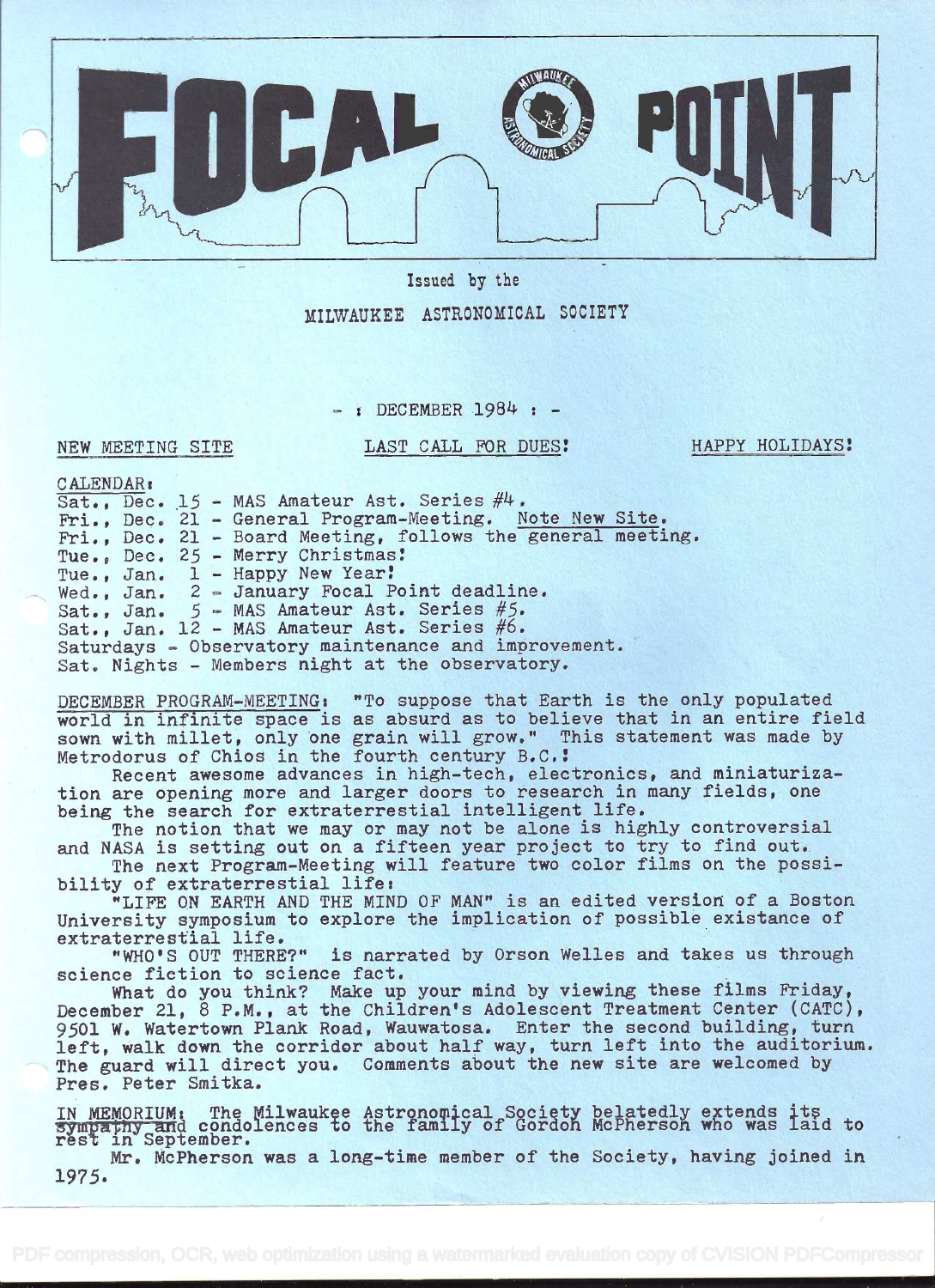# FOCAL POINT

Issued by the

MILWAUKEE ASTRONOMICAL SOCIETY

- : DECEMBER 1984 : -

NEW MEETING SITE    LAST CALL FOR DUES!    HAPPY HOLIDAYS!

CALENDAR:

Sat., Dec. 15 - MAS Amateur Ast. Series #4.
Fri., Dec. 21 - General Program-Meeting. Note New Site.
Fri., Dec. 21 - Board Meeting, follows the general meeting.
Tue., Dec. 25 - Merry Christmas!
Tue., Jan. 1 - Happy New Year!
Wed., Jan. 2 - January Focal Point deadline.
Sat., Jan. 5 - MAS Amateur Ast. Series #5.
Sat., Jan. 12 - MAS Amateur Ast. Series #6.
Saturdays - Observatory maintenance and improvement.
Sat. Nights - Members night at the observatory.

DECEMBER PROGRAM-MEETING: "To suppose that Earth is the only populated world in infinite space is as absurd as to believe that in an entire field sown with millet, only one grain will grow." This statement was made by Metrodorus of Chios in the fourth century B.C.!

Recent awesome advances in high-tech, electronics, and miniaturization are opening more and larger doors to research in many fields, one being the search for extraterrestial intelligent life.

The notion that we may or may not be alone is highly controversial and NASA is setting out on a fifteen year project to try to find out.

The next Program-Meeting will feature two color films on the possibility of extraterrestial life:

"LIFE ON EARTH AND THE MIND OF MAN" is an edited version of a Boston University symposium to explore the implication of possible existance of extraterrestial life.

"WHO'S OUT THERE?" is narrated by Orson Welles and takes us through science fiction to science fact.

What do you think? Make up your mind by viewing these films Friday, December 21, 8 P.M., at the Children's Adolescent Treatment Center (CATC), 9501 W. Watertown Plank Road, Wauwatosa. Enter the second building, turn left, walk down the corridor about half way, turn left into the auditorium. The guard will direct you. Comments about the new site are welcomed by Pres. Peter Smitka.

IN MEMORIUM: The Milwaukee Astronomical Society belatedly extends its sympathy and condolences to the family of Gordon McPherson who was laid to rest in September.

Mr. McPherson was a long-time member of the Society, having joined in 1975.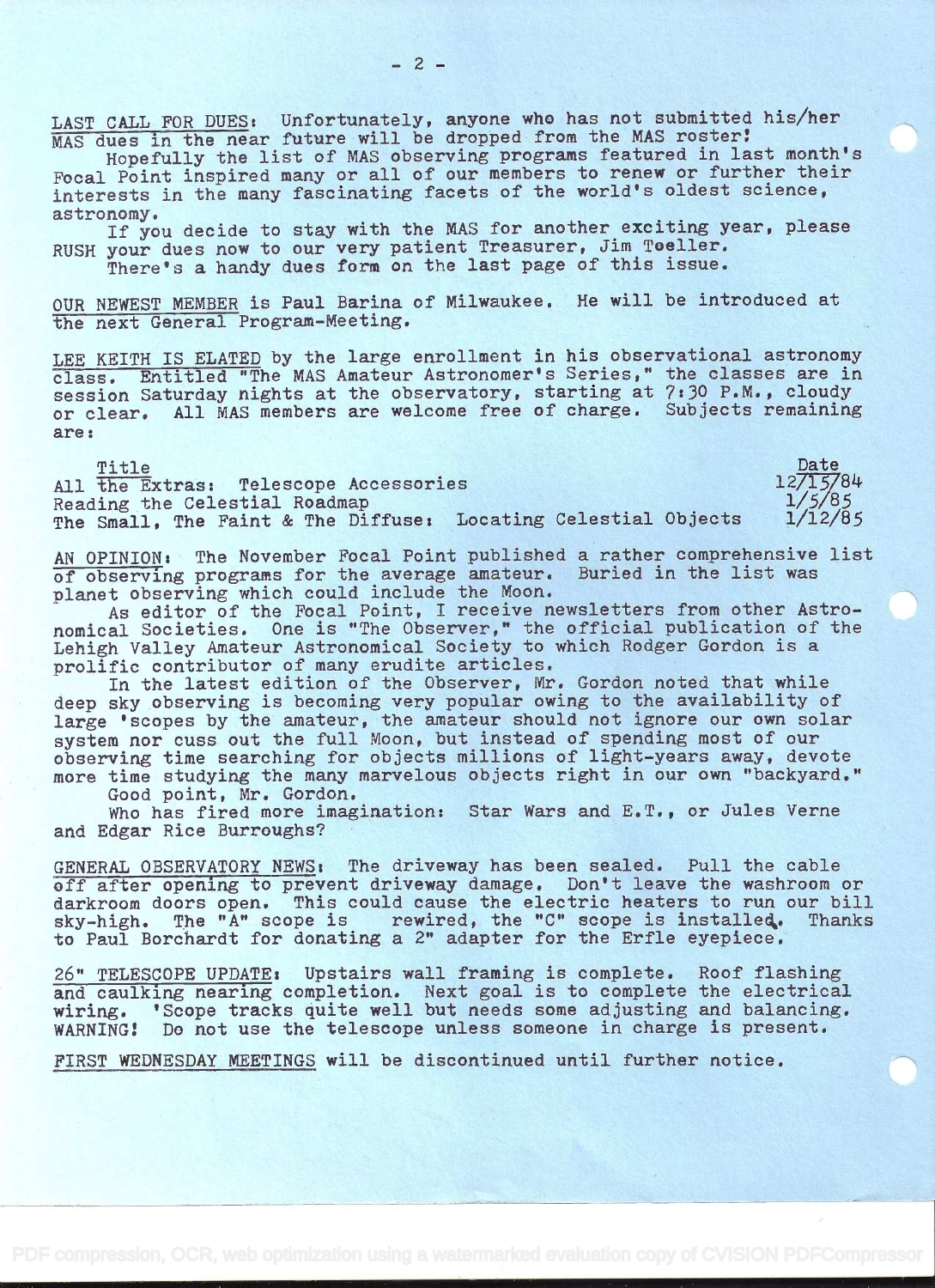LAST CALL FOR DUES: Unfortunately, anyone who has not submitted his/her MAS dues in the near future will be dropped from the MAS roster!

Hopefully the list of MAS observing programs featured in last month's Focal Point inspired many or all of our members to renew or further their interests in the many fascinating facets of the world's oldest science, astronomy.

If you decide to stay with the MAS for another exciting year, please RUSH your dues now to our very patient Treasurer, Jim Toeller.

There's a handy dues form on the last page of this issue.

OUR NEWEST MEMBER is Paul Barina of Milwaukee. He will be introduced at the next General Program-Meeting.

LEE KEITH IS ELATED by the large enrollment in his observational astronomy class. Entitled "The MAS Amateur Astronomer's Series," the classes are in session Saturday nights at the observatory, starting at 7:30 P.M., cloudy or clear. All MAS members are welcome free of charge. Subjects remaining are:

| Title | Date |
|---|---|
| All the Extras: Telescope Accessories | 12/15/84 |
| Reading the Celestial Roadmap | 1/5/85 |
| The Small, The Faint & The Diffuse: Locating Celestial Objects | 1/12/85 |

AN OPINION: The November Focal Point published a rather comprehensive list of observing programs for the average amateur. Buried in the list was planet observing which could include the Moon.

As editor of the Focal Point, I receive newsletters from other Astronomical Societies. One is "The Observer," the official publication of the Lehigh Valley Amateur Astronomical Society to which Rodger Gordon is a prolific contributor of many erudite articles.

In the latest edition of the Observer, Mr. Gordon noted that while deep sky observing is becoming very popular owing to the availability of large 'scopes by the amateur, the amateur should not ignore our own solar system nor cuss out the full Moon, but instead of spending most of our observing time searching for objects millions of light-years away, devote more time studying the many marvelous objects right in our own "backyard."

Good point, Mr. Gordon.

Who has fired more imagination: Star Wars and E.T., or Jules Verne and Edgar Rice Burroughs?

GENERAL OBSERVATORY NEWS: The driveway has been sealed. Pull the cable off after opening to prevent driveway damage. Don't leave the washroom or darkroom doors open. This could cause the electric heaters to run our bill sky-high. The "A" scope is rewired, the "C" scope is installed. Thanks to Paul Borchardt for donating a 2" adapter for the Erfle eyepiece.

26" TELESCOPE UPDATE: Upstairs wall framing is complete. Roof flashing and caulking nearing completion. Next goal is to complete the electrical wiring. 'Scope tracks quite well but needs some adjusting and balancing. WARNING! Do not use the telescope unless someone in charge is present.

FIRST WEDNESDAY MEETINGS will be discontinued until further notice.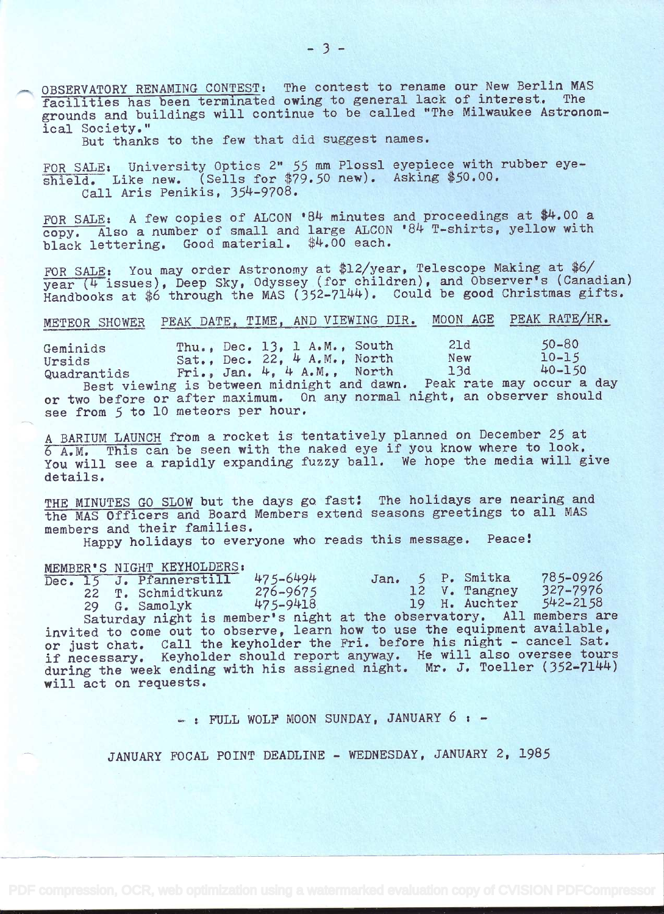OBSERVATORY RENAMING CONTEST: The contest to rename our New Berlin MAS facilities has been terminated owing to general lack of interest. The grounds and buildings will continue to be called "The Milwaukee Astronomical Society."

But thanks to the few that did suggest names.

FOR SALE: University Optics 2" 55 mm Plossl eyepiece with rubber eyeshield. Like new. (Sells for $79.50 new). Asking $50.00. Call Aris Penikis, 354-9708.

FOR SALE: A few copies of ALCON '84 minutes and proceedings at $4.00 a copy. Also a number of small and large ALCON '84 T-shirts, yellow with black lettering. Good material. $4.00 each.

FOR SALE: You may order Astronomy at $12/year, Telescope Making at $6/year (4 issues), Deep Sky, Odyssey (for children), and Observer's (Canadian) Handbooks at $6 through the MAS (352-7144). Could be good Christmas gifts.

| METEOR SHOWER | PEAK DATE, TIME, AND VIEWING DIR. | MOON AGE | PEAK RATE/HR. |
|---|---|---|---|
| Geminids | Thu., Dec. 13, 1 A.M., South | 21d | 50-80 |
| Ursids | Sat., Dec. 22, 4 A.M., North | New | 10-15 |
| Quadrantids | Fri., Jan. 4, 4 A.M., North | 13d | 40-150 |

Best viewing is between midnight and dawn. Peak rate may occur a day or two before or after maximum. On any normal night, an observer should see from 5 to 10 meteors per hour.

A BARIUM LAUNCH from a rocket is tentatively planned on December 25 at 6 A.M. This can be seen with the naked eye if you know where to look. You will see a rapidly expanding fuzzy ball. We hope the media will give details.

THE MINUTES GO SLOW but the days go fast! The holidays are nearing and the MAS Officers and Board Members extend seasons greetings to all MAS members and their families.

Happy holidays to everyone who reads this message. Peace!

MEMBER'S NIGHT KEYHOLDERS:

| | | | | | |
|---|---|---|---|---|---|
| Dec. 15 | J. Pfannerstill | 475-6494 | Jan. 5 | P. Smitka | 785-0926 |
| 22 | T. Schmidtkunz | 276-9675 | 12 | V. Tangney | 327-7976 |
| 29 | G. Samolyk | 475-9418 | 19 | H. Auchter | 542-2158 |

Saturday night is member's night at the observatory. All members are invited to come out to observe, learn how to use the equipment available, or just chat. Call the keyholder the Fri. before his night - cancel Sat. if necessary. Keyholder should report anyway. He will also oversee tours during the week ending with his assigned night. Mr. J. Toeller (352-7144) will act on requests.

- : FULL WOLF MOON SUNDAY, JANUARY 6 : -

JANUARY FOCAL POINT DEADLINE - WEDNESDAY, JANUARY 2, 1985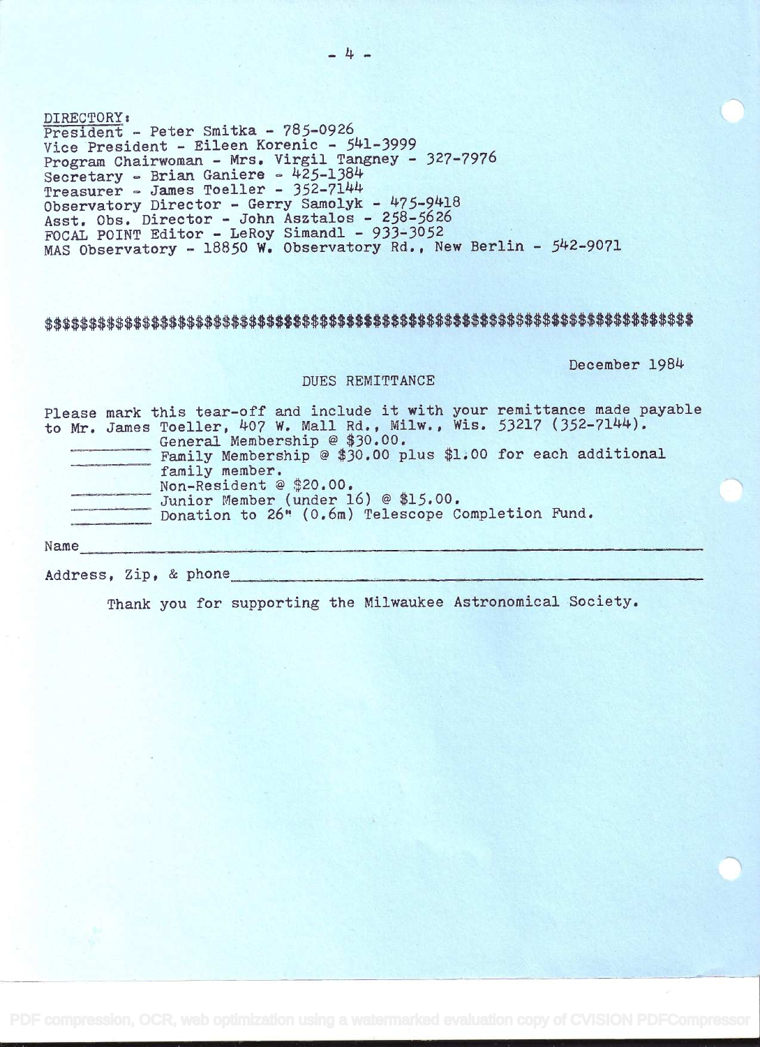DIRECTORY:

President - Peter Smitka - 785-0926
Vice President - Eileen Korenic - 541-3999
Program Chairwoman - Mrs. Virgil Tangney - 327-7976
Secretary - Brian Ganiere - 425-1384
Treasurer - James Toeller - 352-7144
Observatory Director - Gerry Samolyk - 475-9418
Asst. Obs. Director - John Asztalos - 258-5626
FOCAL POINT Editor - LeRoy Simandl - 933-3052
MAS Observatory - 18850 W. Observatory Rd., New Berlin - 542-9071

$$$$$$$$$$$$$$$$$$$$$$$$$$$$$$$$$$$$$$$$$$$$$$$$$$$$$$$$$$$$$$$$$$$$$$$$$$$$$$$$$$$$

December 1984

DUES REMITTANCE

Please mark this tear-off and include it with your remittance made payable to Mr. James Toeller, 407 W. Mall Rd., Milw., Wis. 53217 (352-7144).

_______ General Membership @ $30.00.
_______ Family Membership @ $30.00 plus $1.00 for each additional family member.
_______ Non-Resident @ $20.00.
_______ Junior Member (under 16) @ $15.00.
_______ Donation to 26" (0.6m) Telescope Completion Fund.

Name_______________________________________________

Address, Zip, & phone_______________________________

Thank you for supporting the Milwaukee Astronomical Society.